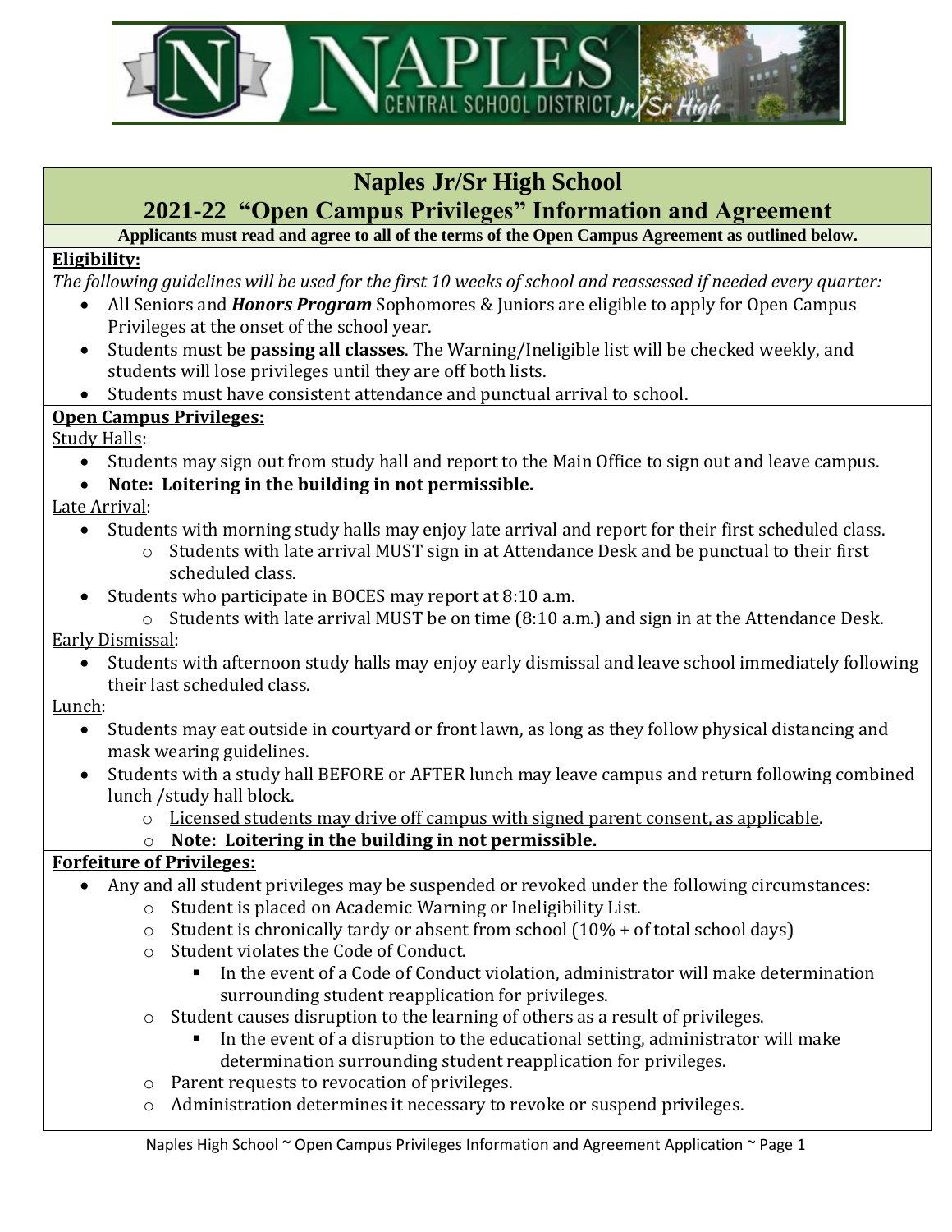# Naples Jr/Sr High School

## 2021-22 "Open Campus Privileges" Information and Agreement

**Applicants must read and agree to all of the terms of the Open Campus Agreement as outlined below.**

**Eligibility:**

*The following guidelines will be used for the first 10 weeks of school and reassessed if needed every quarter:*

- All Seniors and ***Honors Program*** Sophomores & Juniors are eligible to apply for Open Campus Privileges at the onset of the school year.
- Students must be **passing all classes**. The Warning/Ineligible list will be checked weekly, and students will lose privileges until they are off both lists.
- Students must have consistent attendance and punctual arrival to school.

**Open Campus Privileges:**

Study Halls:

- Students may sign out from study hall and report to the Main Office to sign out and leave campus.
- **Note: Loitering in the building in not permissible.**

Late Arrival:

- Students with morning study halls may enjoy late arrival and report for their first scheduled class.
  - Students with late arrival MUST sign in at Attendance Desk and be punctual to their first scheduled class.
- Students who participate in BOCES may report at 8:10 a.m.
  - Students with late arrival MUST be on time (8:10 a.m.) and sign in at the Attendance Desk.

Early Dismissal:

- Students with afternoon study halls may enjoy early dismissal and leave school immediately following their last scheduled class.

Lunch:

- Students may eat outside in courtyard or front lawn, as long as they follow physical distancing and mask wearing guidelines.
- Students with a study hall BEFORE or AFTER lunch may leave campus and return following combined lunch /study hall block.
  - Licensed students may drive off campus with signed parent consent, as applicable.
  - **Note: Loitering in the building in not permissible.**

**Forfeiture of Privileges:**

- Any and all student privileges may be suspended or revoked under the following circumstances:
  - Student is placed on Academic Warning or Ineligibility List.
  - Student is chronically tardy or absent from school (10% + of total school days)
  - Student violates the Code of Conduct.
    - In the event of a Code of Conduct violation, administrator will make determination surrounding student reapplication for privileges.
  - Student causes disruption to the learning of others as a result of privileges.
    - In the event of a disruption to the educational setting, administrator will make determination surrounding student reapplication for privileges.
  - Parent requests to revocation of privileges.
  - Administration determines it necessary to revoke or suspend privileges.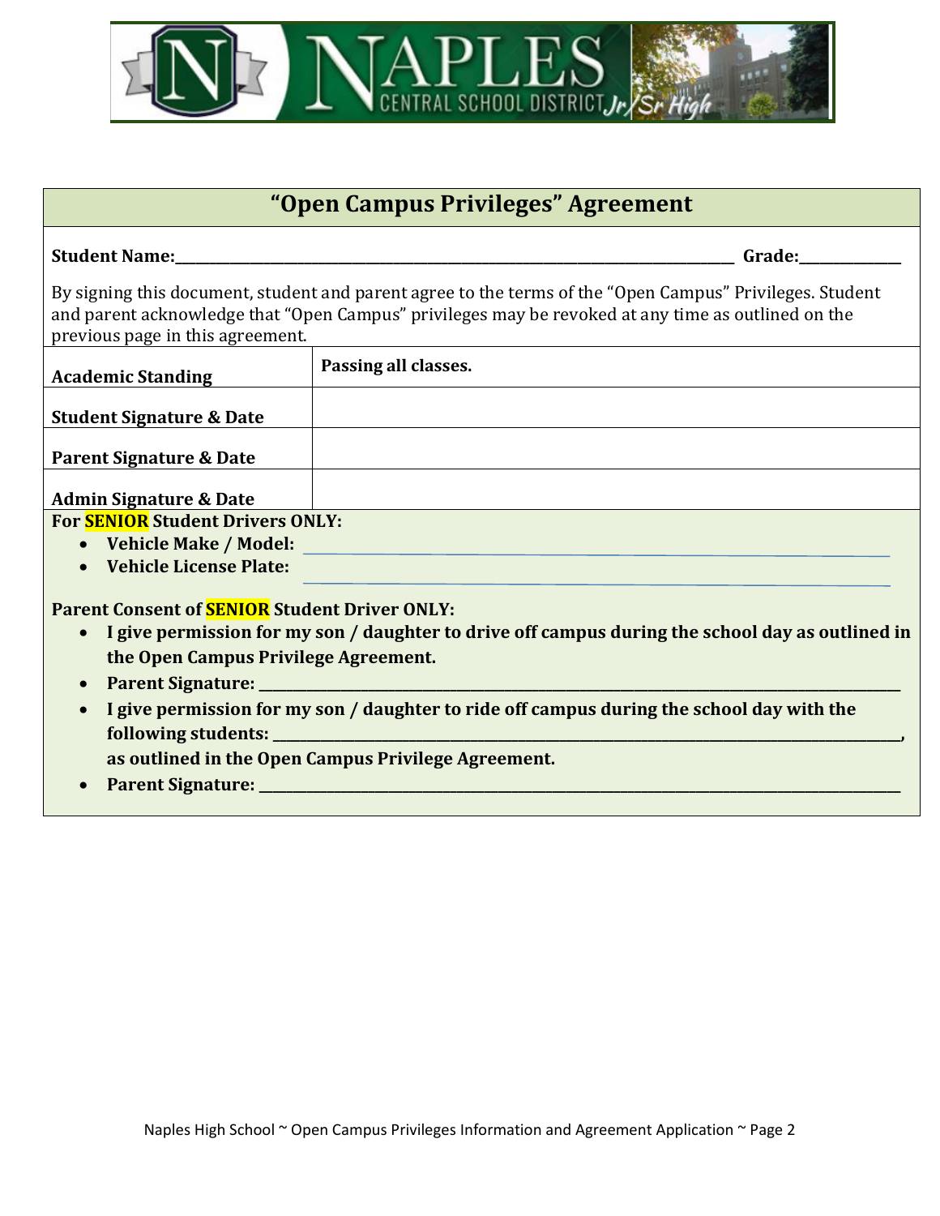## "Open Campus Privileges" Agreement

**Student Name:**\_\_\_\_\_\_\_\_\_\_\_\_\_\_\_\_\_\_\_\_\_\_\_\_\_\_\_\_\_\_\_\_\_\_\_\_\_\_\_\_\_\_\_\_\_\_\_\_\_\_\_\_\_\_\_\_\_\_\_\_\_\_\_\_\_\_\_ **Grade:**\_\_\_\_\_\_\_\_\_\_\_\_\_\_

By signing this document, student and parent agree to the terms of the "Open Campus" Privileges. Student and parent acknowledge that "Open Campus" privileges may be revoked at any time as outlined on the previous page in this agreement.

| | |
|---|---|
| **Academic Standing** | **Passing all classes.** |
| **Student Signature & Date** | |
| **Parent Signature & Date** | |
| **Admin Signature & Date** | |

**For SENIOR Student Drivers ONLY:**

- **Vehicle Make / Model:** \_\_\_\_\_\_\_\_\_\_\_\_\_\_\_\_\_\_\_\_\_\_\_\_\_\_\_\_\_\_\_\_\_\_\_\_\_\_\_\_\_\_\_\_\_\_\_\_\_\_\_\_\_\_\_\_\_\_\_\_\_\_\_\_
- **Vehicle License Plate:** \_\_\_\_\_\_\_\_\_\_\_\_\_\_\_\_\_\_\_\_\_\_\_\_\_\_\_\_\_\_\_\_\_\_\_\_\_\_\_\_\_\_\_\_\_\_\_\_\_\_\_\_\_\_\_\_\_\_\_\_\_\_\_\_

**Parent Consent of SENIOR Student Driver ONLY:**

- **I give permission for my son / daughter to drive off campus during the school day as outlined in the Open Campus Privilege Agreement.**
- **Parent Signature:** \_\_\_\_\_\_\_\_\_\_\_\_\_\_\_\_\_\_\_\_\_\_\_\_\_\_\_\_\_\_\_\_\_\_\_\_\_\_\_\_\_\_\_\_\_\_\_\_\_\_\_\_\_\_\_\_\_\_\_\_\_\_\_\_\_\_\_\_\_\_\_\_\_\_\_\_\_\_
- **I give permission for my son / daughter to ride off campus during the school day with the following students:** \_\_\_\_\_\_\_\_\_\_\_\_\_\_\_\_\_\_\_\_\_\_\_\_\_\_\_\_\_\_\_\_\_\_\_\_\_\_\_\_\_\_\_\_\_\_\_\_\_\_\_\_\_\_\_\_\_\_\_\_\_\_\_\_\_\_\_\_\_\_\_\_\_\_, **as outlined in the Open Campus Privilege Agreement.**
- **Parent Signature:** \_\_\_\_\_\_\_\_\_\_\_\_\_\_\_\_\_\_\_\_\_\_\_\_\_\_\_\_\_\_\_\_\_\_\_\_\_\_\_\_\_\_\_\_\_\_\_\_\_\_\_\_\_\_\_\_\_\_\_\_\_\_\_\_\_\_\_\_\_\_\_\_\_\_\_\_\_\_